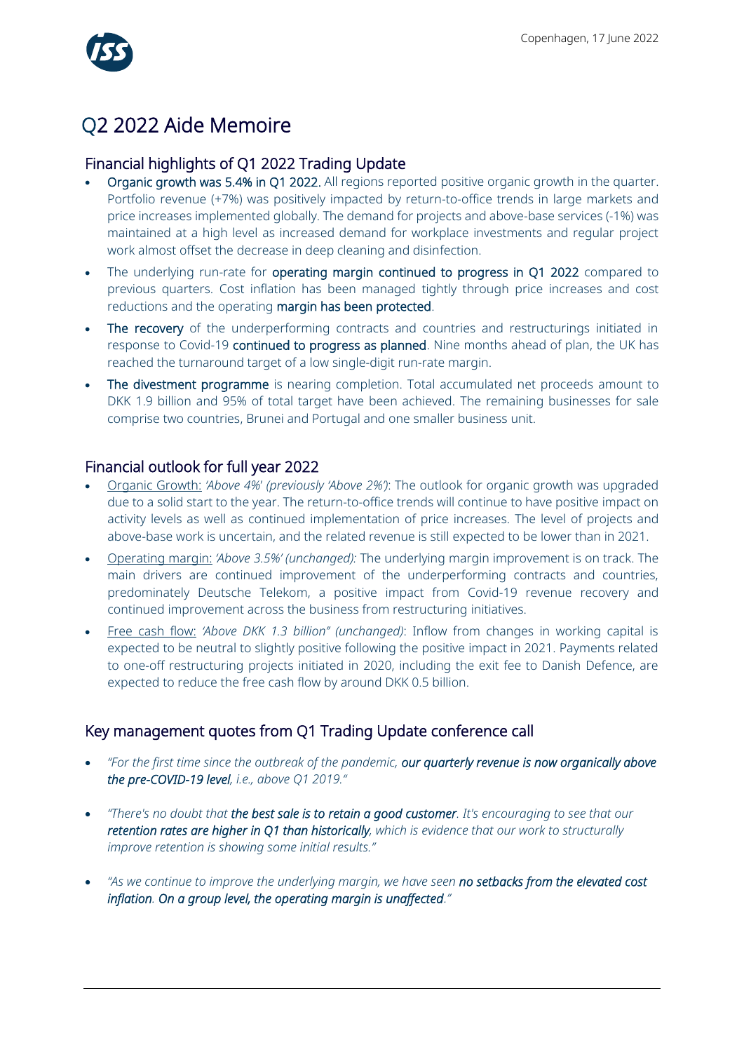Copenhagen, 17 June 2022

# Q2 2022 Aide Memoire

## Financial highlights of Q1 2022 Trading Update

- **Organic growth was 5.4% in Q1 2022.** All regions reported positive organic growth in the quarter. Portfolio revenue (+7%) was positively impacted by return-to-office trends in large markets and price increases implemented globally. The demand for projects and above-base services (-1%) was maintained at a high level as increased demand for workplace investments and regular project work almost offset the decrease in deep cleaning and disinfection.
- The underlying run-rate for **operating margin continued to progress in Q1 2022** compared to previous quarters. Cost inflation has been managed tightly through price increases and cost reductions and the operating **margin has been protected**.
- **The recovery** of the underperforming contracts and countries and restructurings initiated in response to Covid-19 **continued to progress as planned**. Nine months ahead of plan, the UK has reached the turnaround target of a low single-digit run-rate margin.
- **The divestment programme** is nearing completion. Total accumulated net proceeds amount to DKK 1.9 billion and 95% of total target have been achieved. The remaining businesses for sale comprise two countries, Brunei and Portugal and one smaller business unit.

## Financial outlook for full year 2022

- Organic Growth: *'Above 4%' (previously 'Above 2%')*: The outlook for organic growth was upgraded due to a solid start to the year. The return-to-office trends will continue to have positive impact on activity levels as well as continued implementation of price increases. The level of projects and above-base work is uncertain, and the related revenue is still expected to be lower than in 2021.
- Operating margin: *'Above 3.5%' (unchanged):* The underlying margin improvement is on track. The main drivers are continued improvement of the underperforming contracts and countries, predominately Deutsche Telekom, a positive impact from Covid-19 revenue recovery and continued improvement across the business from restructuring initiatives.
- Free cash flow: *'Above DKK 1.3 billion" (unchanged)*: Inflow from changes in working capital is expected to be neutral to slightly positive following the positive impact in 2021. Payments related to one-off restructuring projects initiated in 2020, including the exit fee to Danish Defence, are expected to reduce the free cash flow by around DKK 0.5 billion.

## Key management quotes from Q1 Trading Update conference call

- *"For the first time since the outbreak of the pandemic,* ***our quarterly revenue is now organically above the pre-COVID-19 level****, i.e., above Q1 2019."*
- *"There's no doubt that* ***the best sale is to retain a good customer****. It's encouraging to see that our* ***retention rates are higher in Q1 than historically****, which is evidence that our work to structurally improve retention is showing some initial results."*
- *"As we continue to improve the underlying margin, we have seen* ***no setbacks from the elevated cost inflation****.* ***On a group level, the operating margin is unaffected****."*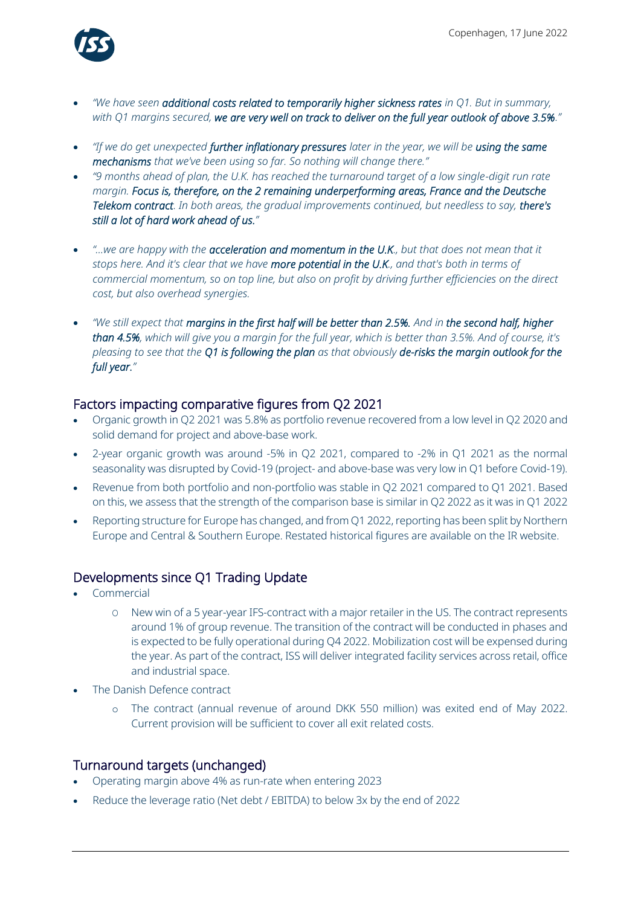- *"We have seen **additional costs related to temporarily higher sickness rates** in Q1. But in summary, with Q1 margins secured, **we are very well on track to deliver on the full year outlook of above 3.5%**."*
- *"If we do get unexpected **further inflationary pressures** later in the year, we will be **using the same mechanisms** that we've been using so far. So nothing will change there."*
- *"9 months ahead of plan, the U.K. has reached the turnaround target of a low single-digit run rate margin. **Focus is, therefore, on the 2 remaining underperforming areas, France and the Deutsche Telekom contract**. In both areas, the gradual improvements continued, but needless to say, **there's still a lot of hard work ahead of us.**"*
- *"...we are happy with the **acceleration and momentum in the U.K.**, but that does not mean that it stops here. And it's clear that we have **more potential in the U.K.**, and that's both in terms of commercial momentum, so on top line, but also on profit by driving further efficiencies on the direct cost, but also overhead synergies.*
- *"We still expect that **margins in the first half will be better than 2.5%.** And in **the second half, higher than 4.5%**, which will give you a margin for the full year, which is better than 3.5%. And of course, it's pleasing to see that the **Q1 is following the plan** as that obviously **de-risks the margin outlook for the full year**."*

## Factors impacting comparative figures from Q2 2021

- Organic growth in Q2 2021 was 5.8% as portfolio revenue recovered from a low level in Q2 2020 and solid demand for project and above-base work.
- 2-year organic growth was around -5% in Q2 2021, compared to -2% in Q1 2021 as the normal seasonality was disrupted by Covid-19 (project- and above-base was very low in Q1 before Covid-19).
- Revenue from both portfolio and non-portfolio was stable in Q2 2021 compared to Q1 2021. Based on this, we assess that the strength of the comparison base is similar in Q2 2022 as it was in Q1 2022
- Reporting structure for Europe has changed, and from Q1 2022, reporting has been split by Northern Europe and Central & Southern Europe. Restated historical figures are available on the IR website.

## Developments since Q1 Trading Update

- Commercial
  - New win of a 5 year-year IFS-contract with a major retailer in the US. The contract represents around 1% of group revenue. The transition of the contract will be conducted in phases and is expected to be fully operational during Q4 2022. Mobilization cost will be expensed during the year. As part of the contract, ISS will deliver integrated facility services across retail, office and industrial space.
- The Danish Defence contract
  - The contract (annual revenue of around DKK 550 million) was exited end of May 2022. Current provision will be sufficient to cover all exit related costs.

## Turnaround targets (unchanged)

- Operating margin above 4% as run-rate when entering 2023
- Reduce the leverage ratio (Net debt / EBITDA) to below 3x by the end of 2022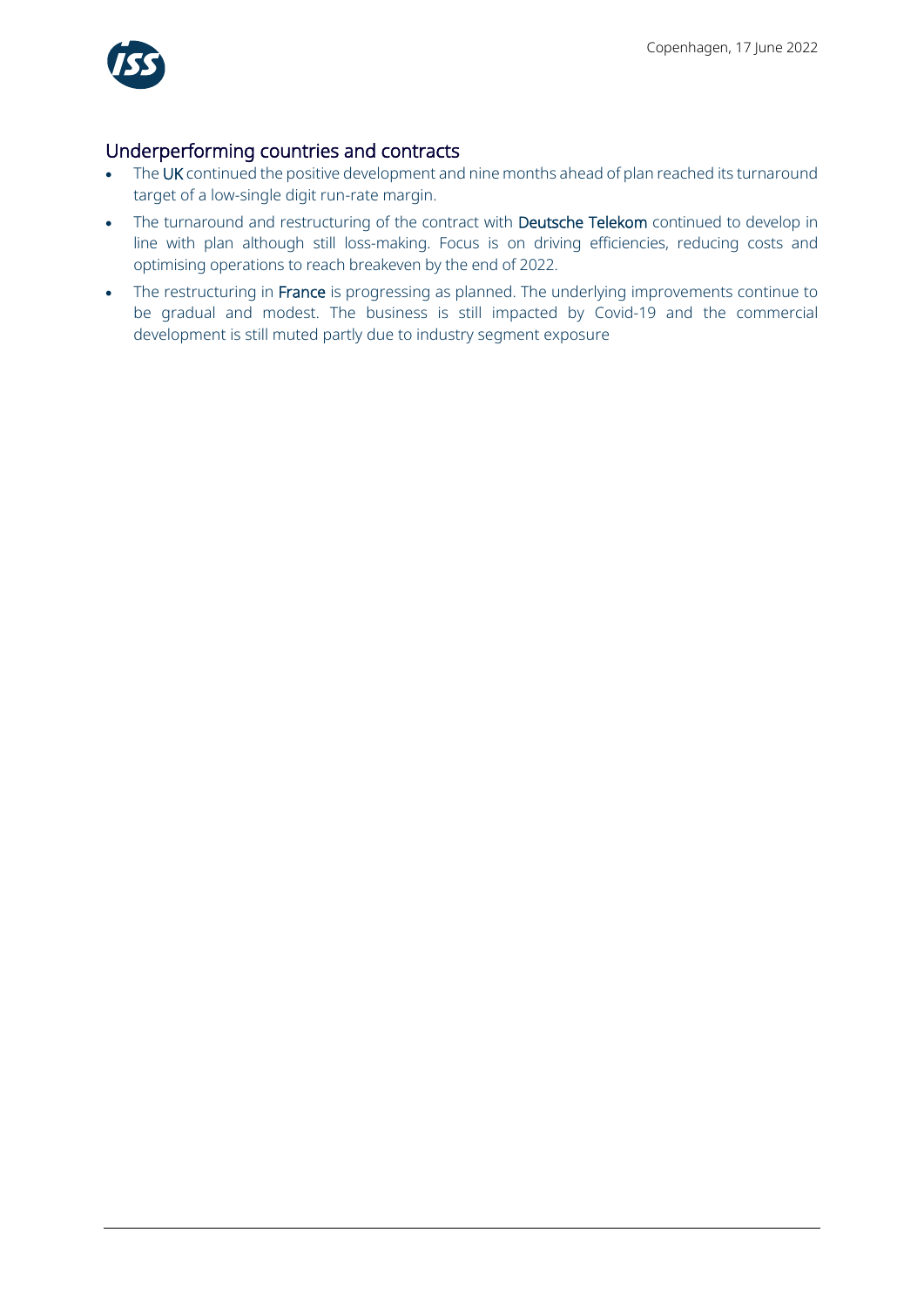## Underperforming countries and contracts

- The **UK** continued the positive development and nine months ahead of plan reached its turnaround target of a low-single digit run-rate margin.
- The turnaround and restructuring of the contract with **Deutsche Telekom** continued to develop in line with plan although still loss-making. Focus is on driving efficiencies, reducing costs and optimising operations to reach breakeven by the end of 2022.
- The restructuring in **France** is progressing as planned. The underlying improvements continue to be gradual and modest. The business is still impacted by Covid-19 and the commercial development is still muted partly due to industry segment exposure